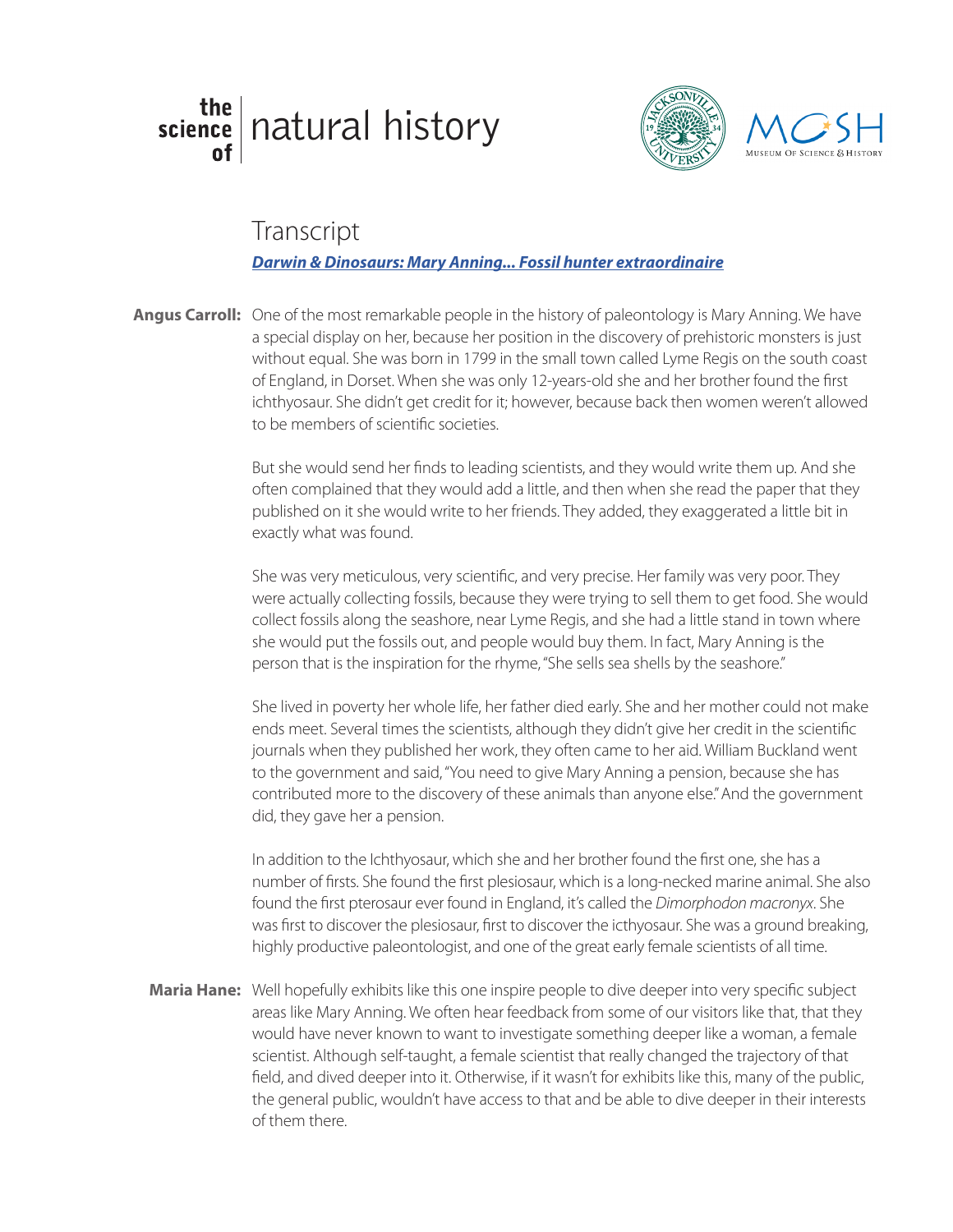# the science of natural history

## Transcript

***Darwin & Dinosaurs: Mary Anning... Fossil hunter extraordinaire***

**Angus Carroll:** One of the most remarkable people in the history of paleontology is Mary Anning. We have a special display on her, because her position in the discovery of prehistoric monsters is just without equal. She was born in 1799 in the small town called Lyme Regis on the south coast of England, in Dorset. When she was only 12-years-old she and her brother found the first ichthyosaur. She didn't get credit for it; however, because back then women weren't allowed to be members of scientific societies.

But she would send her finds to leading scientists, and they would write them up. And she often complained that they would add a little, and then when she read the paper that they published on it she would write to her friends. They added, they exaggerated a little bit in exactly what was found.

She was very meticulous, very scientific, and very precise. Her family was very poor. They were actually collecting fossils, because they were trying to sell them to get food. She would collect fossils along the seashore, near Lyme Regis, and she had a little stand in town where she would put the fossils out, and people would buy them. In fact, Mary Anning is the person that is the inspiration for the rhyme, "She sells sea shells by the seashore."

She lived in poverty her whole life, her father died early. She and her mother could not make ends meet. Several times the scientists, although they didn't give her credit in the scientific journals when they published her work, they often came to her aid. William Buckland went to the government and said, "You need to give Mary Anning a pension, because she has contributed more to the discovery of these animals than anyone else." And the government did, they gave her a pension.

In addition to the Ichthyosaur, which she and her brother found the first one, she has a number of firsts. She found the first plesiosaur, which is a long-necked marine animal. She also found the first pterosaur ever found in England, it's called the *Dimorphodon macronyx*. She was first to discover the plesiosaur, first to discover the icthyosaur. She was a ground breaking, highly productive paleontologist, and one of the great early female scientists of all time.

**Maria Hane:** Well hopefully exhibits like this one inspire people to dive deeper into very specific subject areas like Mary Anning. We often hear feedback from some of our visitors like that, that they would have never known to want to investigate something deeper like a woman, a female scientist. Although self-taught, a female scientist that really changed the trajectory of that field, and dived deeper into it. Otherwise, if it wasn't for exhibits like this, many of the public, the general public, wouldn't have access to that and be able to dive deeper in their interests of them there.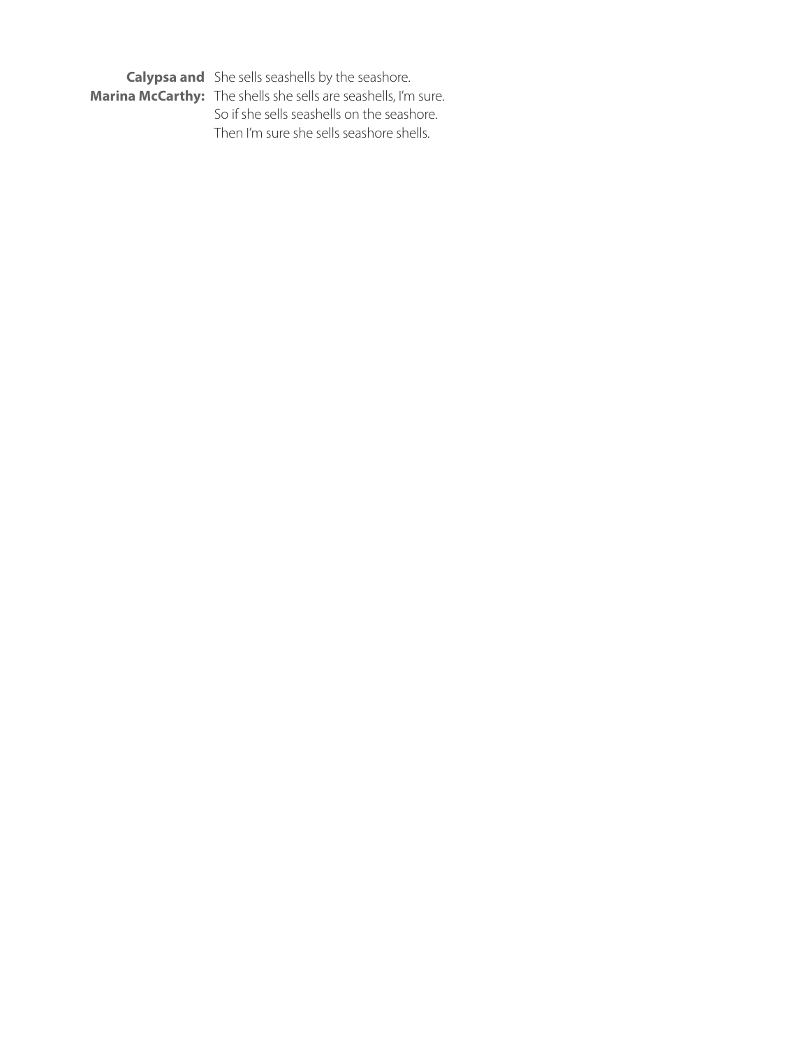**Calypsa and Marina McCarthy:** She sells seashells by the seashore.
The shells she sells are seashells, I'm sure.
So if she sells seashells on the seashore.
Then I'm sure she sells seashore shells.